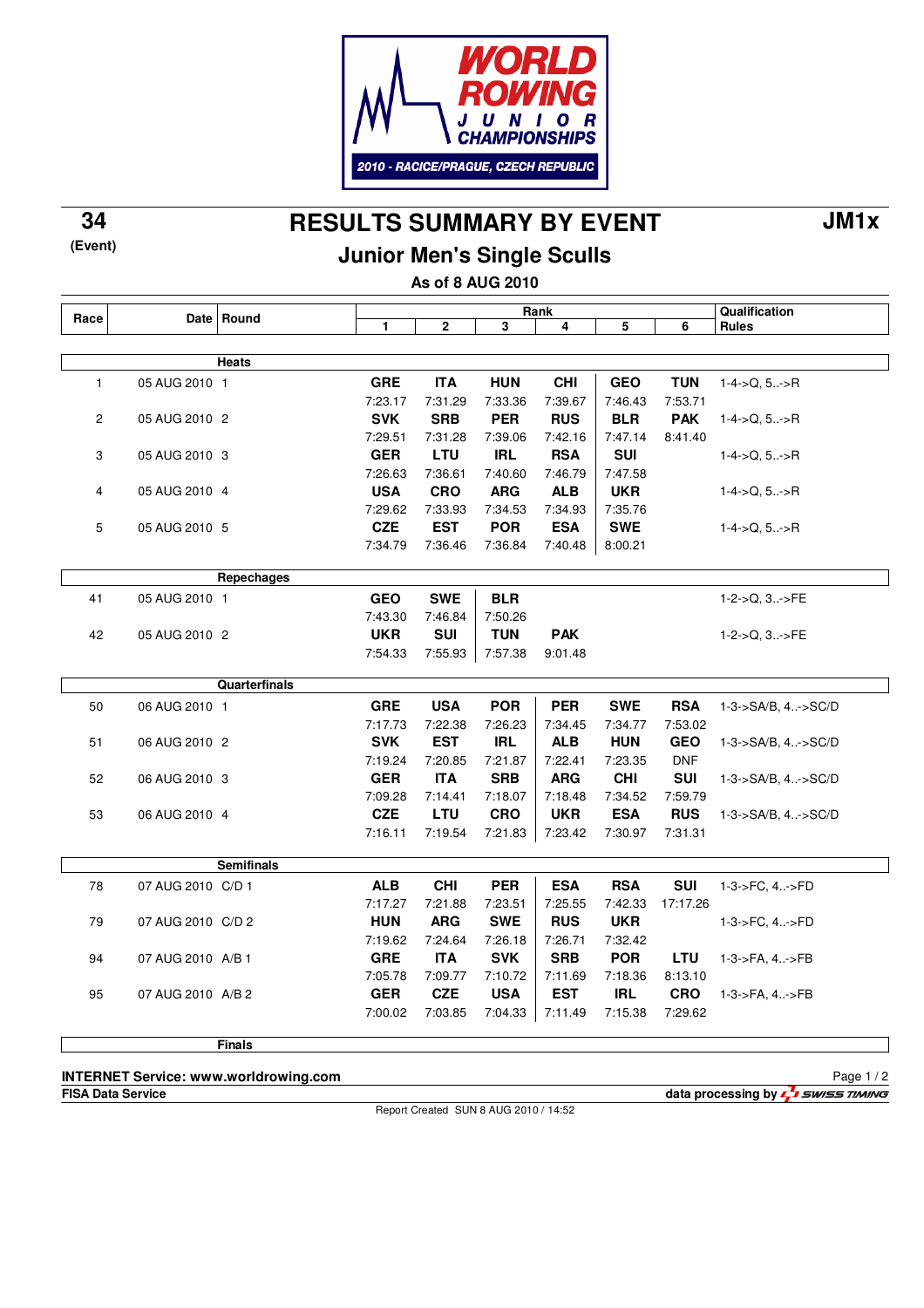# WORLD ROWING JUNIOR CHAMPIONSHIPS

2010 - RACICE/PRAGUE, CZECH REPUBLIC

**34**
**(Event)**

# RESULTS SUMMARY BY EVENT

**JM1x**

## Junior Men's Single Sculls

**As of 8 AUG 2010**

| Race | Date | Round | Rank 1 | 2 | 3 | 4 | 5 | 6 | Qualification Rules |
|---|---|---|---|---|---|---|---|---|---|
| | | **Heats** | | | | | | | |
| 1 | 05 AUG 2010 | 1 | **GRE** 7:23.17 | **ITA** 7:31.29 | **HUN** 7:33.36 | **CHI** 7:39.67 | **GEO** 7:46.43 | **TUN** 7:53.71 | 1-4->Q, 5..->R |
| 2 | 05 AUG 2010 | 2 | **SVK** 7:29.51 | **SRB** 7:31.28 | **PER** 7:39.06 | **RUS** 7:42.16 | **BLR** 7:47.14 | **PAK** 8:41.40 | 1-4->Q, 5..->R |
| 3 | 05 AUG 2010 | 3 | **GER** 7:26.63 | **LTU** 7:36.61 | **IRL** 7:40.60 | **RSA** 7:46.79 | **SUI** 7:47.58 | | 1-4->Q, 5..->R |
| 4 | 05 AUG 2010 | 4 | **USA** 7:29.62 | **CRO** 7:33.93 | **ARG** 7:34.53 | **ALB** 7:34.93 | **UKR** 7:35.76 | | 1-4->Q, 5..->R |
| 5 | 05 AUG 2010 | 5 | **CZE** 7:34.79 | **EST** 7:36.46 | **POR** 7:36.84 | **ESA** 7:40.48 | **SWE** 8:00.21 | | 1-4->Q, 5..->R |
| | | **Repechages** | | | | | | | |
| 41 | 05 AUG 2010 | 1 | **GEO** 7:43.30 | **SWE** 7:46.84 | **BLR** 7:50.26 | | | | 1-2->Q, 3..->FE |
| 42 | 05 AUG 2010 | 2 | **UKR** 7:54.33 | **SUI** 7:55.93 | **TUN** 7:57.38 | **PAK** 9:01.48 | | | 1-2->Q, 3..->FE |
| | | **Quarterfinals** | | | | | | | |
| 50 | 06 AUG 2010 | 1 | **GRE** 7:17.73 | **USA** 7:22.38 | **POR** 7:26.23 | **PER** 7:34.45 | **SWE** 7:34.77 | **RSA** 7:53.02 | 1-3->SA/B, 4..->SC/D |
| 51 | 06 AUG 2010 | 2 | **SVK** 7:19.24 | **EST** 7:20.85 | **IRL** 7:21.87 | **ALB** 7:22.41 | **HUN** 7:23.35 | **GEO** DNF | 1-3->SA/B, 4..->SC/D |
| 52 | 06 AUG 2010 | 3 | **GER** 7:09.28 | **ITA** 7:14.41 | **SRB** 7:18.07 | **ARG** 7:18.48 | **CHI** 7:34.52 | **SUI** 7:59.79 | 1-3->SA/B, 4..->SC/D |
| 53 | 06 AUG 2010 | 4 | **CZE** 7:16.11 | **LTU** 7:19.54 | **CRO** 7:21.83 | **UKR** 7:23.42 | **ESA** 7:30.97 | **RUS** 7:31.31 | 1-3->SA/B, 4..->SC/D |
| | | **Semifinals** | | | | | | | |
| 78 | 07 AUG 2010 | C/D 1 | **ALB** 7:17.27 | **CHI** 7:21.88 | **PER** 7:23.51 | **ESA** 7:25.55 | **RSA** 7:42.33 | **SUI** 17:17.26 | 1-3->FC, 4..->FD |
| 79 | 07 AUG 2010 | C/D 2 | **HUN** 7:19.62 | **ARG** 7:24.64 | **SWE** 7:26.18 | **RUS** 7:26.71 | **UKR** 7:32.42 | | 1-3->FC, 4..->FD |
| 94 | 07 AUG 2010 | A/B 1 | **GRE** 7:05.78 | **ITA** 7:09.77 | **SVK** 7:10.72 | **SRB** 7:11.69 | **POR** 7:18.36 | **LTU** 8:13.10 | 1-3->FA, 4..->FB |
| 95 | 07 AUG 2010 | A/B 2 | **GER** 7:00.02 | **CZE** 7:03.85 | **USA** 7:04.33 | **EST** 7:11.49 | **IRL** 7:15.38 | **CRO** 7:29.62 | 1-3->FA, 4..->FB |
| | | **Finals** | | | | | | | |

**INTERNET Service: www.worldrowing.com**
**FISA Data Service**

**data processing by SWISS TIMING**

Report Created SUN 8 AUG 2010 / 14:52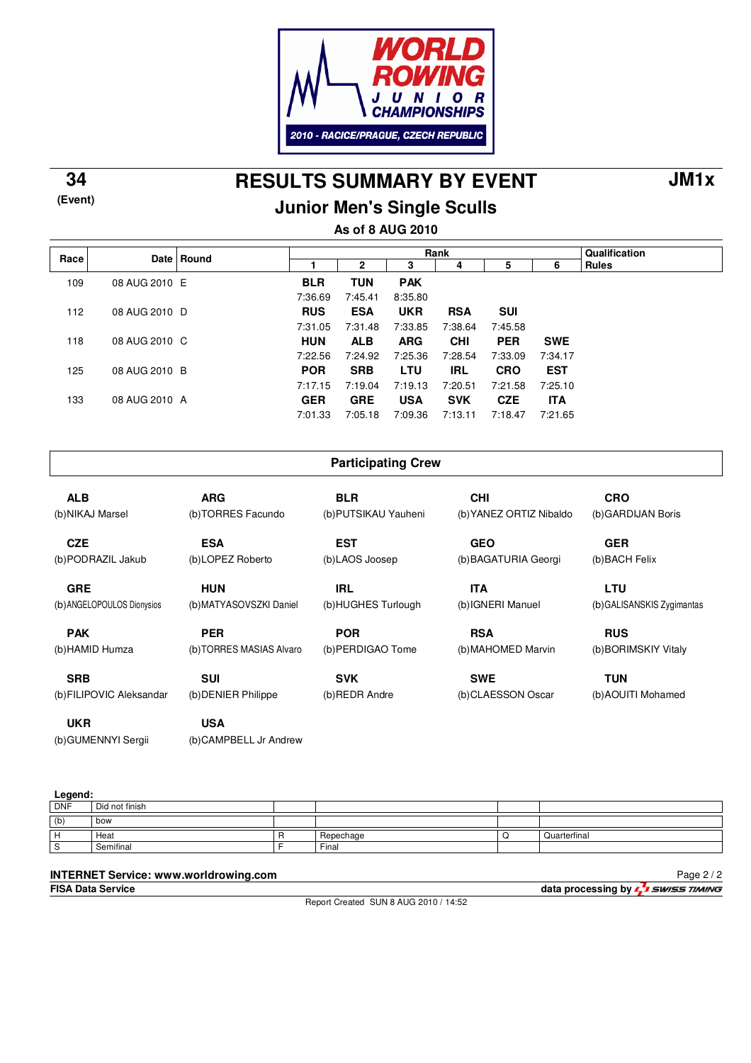WORLD ROWING JUNIOR CHAMPIONSHIPS
2010 - RACICE/PRAGUE, CZECH REPUBLIC

**34**
**(Event)**

# RESULTS SUMMARY BY EVENT

**JM1x**

## Junior Men's Single Sculls

**As of 8 AUG 2010**

| Race | Date | Round | Rank 1 | 2 | 3 | 4 | 5 | 6 | Qualification Rules |
|---|---|---|---|---|---|---|---|---|---|
| 109 | 08 AUG 2010 | E | **BLR** 7:36.69 | **TUN** 7:45.41 | **PAK** 8:35.80 | | | | |
| 112 | 08 AUG 2010 | D | **RUS** 7:31.05 | **ESA** 7:31.48 | **UKR** 7:33.85 | **RSA** 7:38.64 | **SUI** 7:45.58 | | |
| 118 | 08 AUG 2010 | C | **HUN** 7:22.56 | **ALB** 7:24.92 | **ARG** 7:25.36 | **CHI** 7:28.54 | **PER** 7:33.09 | **SWE** 7:34.17 | |
| 125 | 08 AUG 2010 | B | **POR** 7:17.15 | **SRB** 7:19.04 | **LTU** 7:19.13 | **IRL** 7:20.51 | **CRO** 7:21.58 | **EST** 7:25.10 | |
| 133 | 08 AUG 2010 | A | **GER** 7:01.33 | **GRE** 7:05.18 | **USA** 7:09.36 | **SVK** 7:13.11 | **CZE** 7:18.47 | **ITA** 7:21.65 | |

## Participating Crew

**ALB**
(b)NIKAJ Marsel

**ARG**
(b)TORRES Facundo

**BLR**
(b)PUTSIKAU Yauheni

**CHI**
(b)YANEZ ORTIZ Nibaldo

**CRO**
(b)GARDIJAN Boris

**CZE**
(b)PODRAZIL Jakub

**ESA**
(b)LOPEZ Roberto

**EST**
(b)LAOS Joosep

**GEO**
(b)BAGATURIA Georgi

**GER**
(b)BACH Felix

**GRE**
(b)ANGELOPOULOS Dionysios

**HUN**
(b)MATYASOVSZKI Daniel

**IRL**
(b)HUGHES Turlough

**ITA**
(b)IGNERI Manuel

**LTU**
(b)GALISANSKIS Zygimantas

**PAK**
(b)HAMID Humza

**PER**
(b)TORRES MASIAS Alvaro

**POR**
(b)PERDIGAO Tome

**RSA**
(b)MAHOMED Marvin

**RUS**
(b)BORIMSKIY Vitaly

**SRB**
(b)FILIPOVIC Aleksandar

**SUI**
(b)DENIER Philippe

**SVK**
(b)REDR Andre

**SWE**
(b)CLAESSON Oscar

**TUN**
(b)AOUITI Mohamed

**UKR**
(b)GUMENNYI Sergii

**USA**
(b)CAMPBELL Jr Andrew

**Legend:**

| | | | | | |
|---|---|---|---|---|---|
| DNF | Did not finish | | | | |
| (b) | bow | | | | |
| H | Heat | R | Repechage | Q | Quarterfinal |
| S | Semifinal | F | Final | | |

**INTERNET Service: www.worldrowing.com**
**FISA Data Service**
**data processing by SWISS TIMING**
Report Created SUN 8 AUG 2010 / 14:52